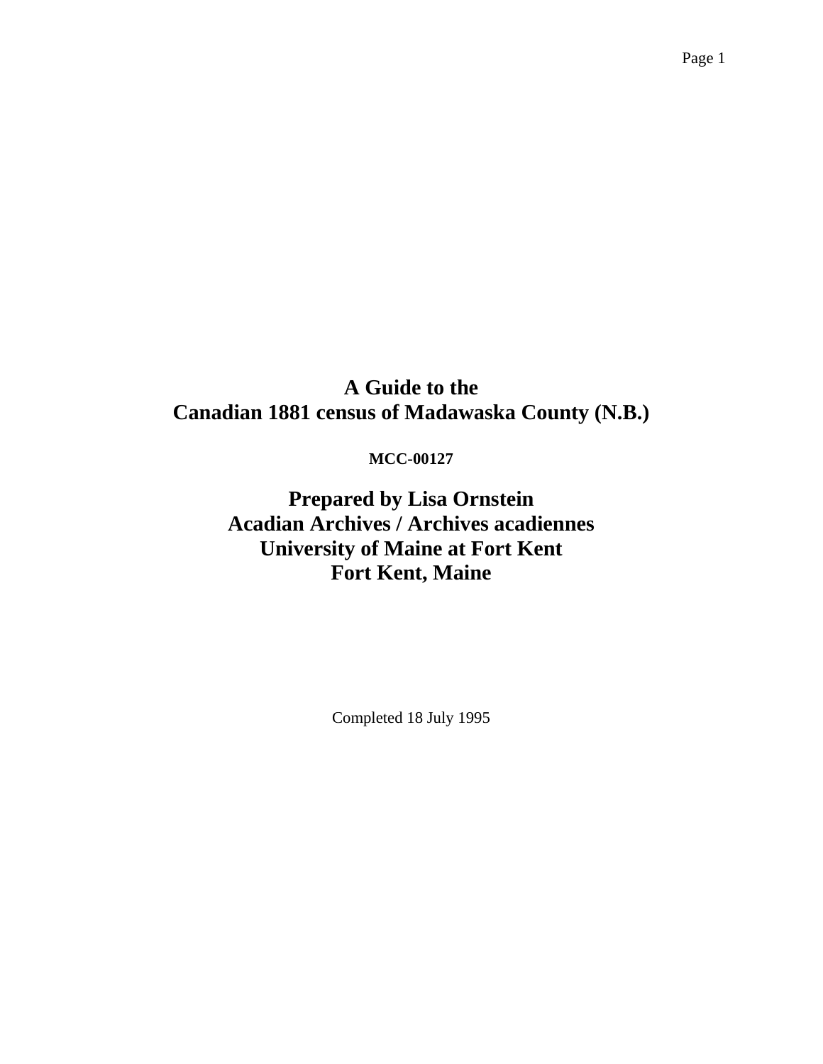# A Guide to the Canadian 1881 census of Madawaska County (N.B.)

**MCC-00127**

## Prepared by Lisa Ornstein
## Acadian Archives / Archives acadiennes
## University of Maine at Fort Kent
## Fort Kent, Maine

Completed 18 July 1995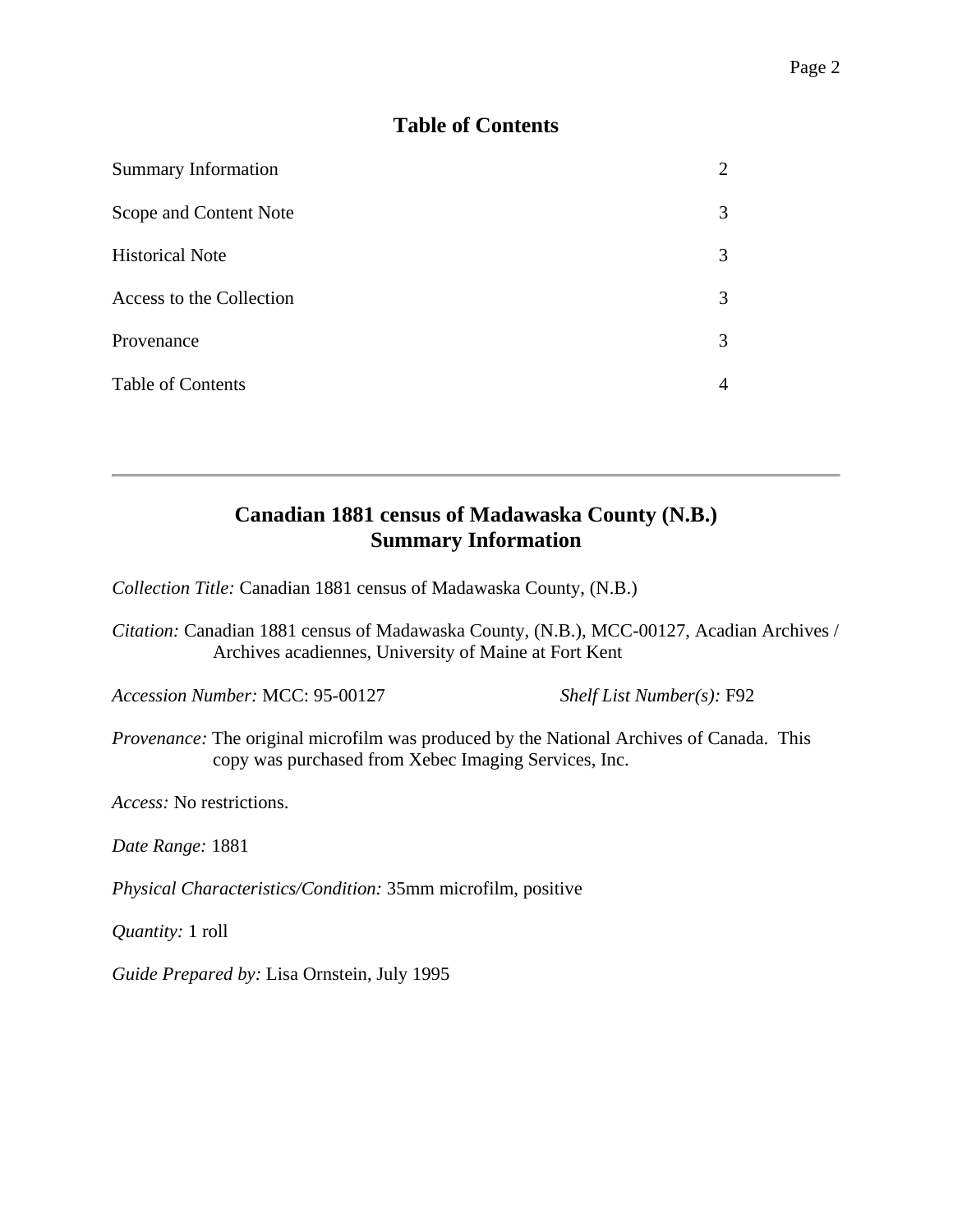## Table of Contents

| | |
|---|---|
| Summary Information | 2 |
| Scope and Content Note | 3 |
| Historical Note | 3 |
| Access to the Collection | 3 |
| Provenance | 3 |
| Table of Contents | 4 |

---

## Canadian 1881 census of Madawaska County (N.B.)
## Summary Information

*Collection Title:* Canadian 1881 census of Madawaska County, (N.B.)

*Citation:* Canadian 1881 census of Madawaska County, (N.B.), MCC-00127, Acadian Archives / Archives acadiennes, University of Maine at Fort Kent

*Accession Number:* MCC: 95-00127

*Shelf List Number(s):* F92

*Provenance:* The original microfilm was produced by the National Archives of Canada. This copy was purchased from Xebec Imaging Services, Inc.

*Access:* No restrictions.

*Date Range:* 1881

*Physical Characteristics/Condition:* 35mm microfilm, positive

*Quantity:* 1 roll

*Guide Prepared by:* Lisa Ornstein, July 1995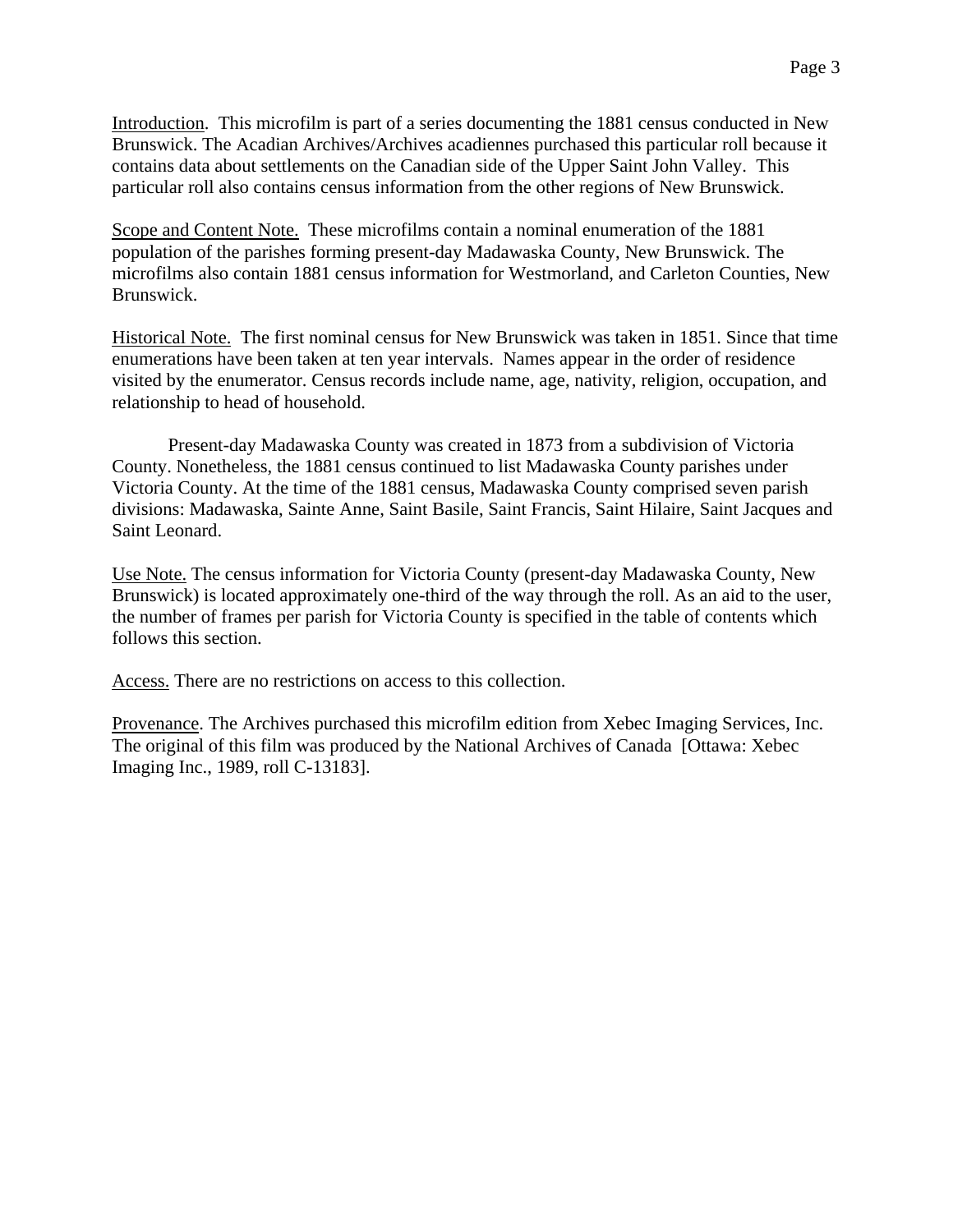Introduction. This microfilm is part of a series documenting the 1881 census conducted in New Brunswick. The Acadian Archives/Archives acadiennes purchased this particular roll because it contains data about settlements on the Canadian side of the Upper Saint John Valley. This particular roll also contains census information from the other regions of New Brunswick.

Scope and Content Note. These microfilms contain a nominal enumeration of the 1881 population of the parishes forming present-day Madawaska County, New Brunswick. The microfilms also contain 1881 census information for Westmorland, and Carleton Counties, New Brunswick.

Historical Note. The first nominal census for New Brunswick was taken in 1851. Since that time enumerations have been taken at ten year intervals. Names appear in the order of residence visited by the enumerator. Census records include name, age, nativity, religion, occupation, and relationship to head of household.

Present-day Madawaska County was created in 1873 from a subdivision of Victoria County. Nonetheless, the 1881 census continued to list Madawaska County parishes under Victoria County. At the time of the 1881 census, Madawaska County comprised seven parish divisions: Madawaska, Sainte Anne, Saint Basile, Saint Francis, Saint Hilaire, Saint Jacques and Saint Leonard.

Use Note. The census information for Victoria County (present-day Madawaska County, New Brunswick) is located approximately one-third of the way through the roll. As an aid to the user, the number of frames per parish for Victoria County is specified in the table of contents which follows this section.

Access. There are no restrictions on access to this collection.

Provenance. The Archives purchased this microfilm edition from Xebec Imaging Services, Inc. The original of this film was produced by the National Archives of Canada [Ottawa: Xebec Imaging Inc., 1989, roll C-13183].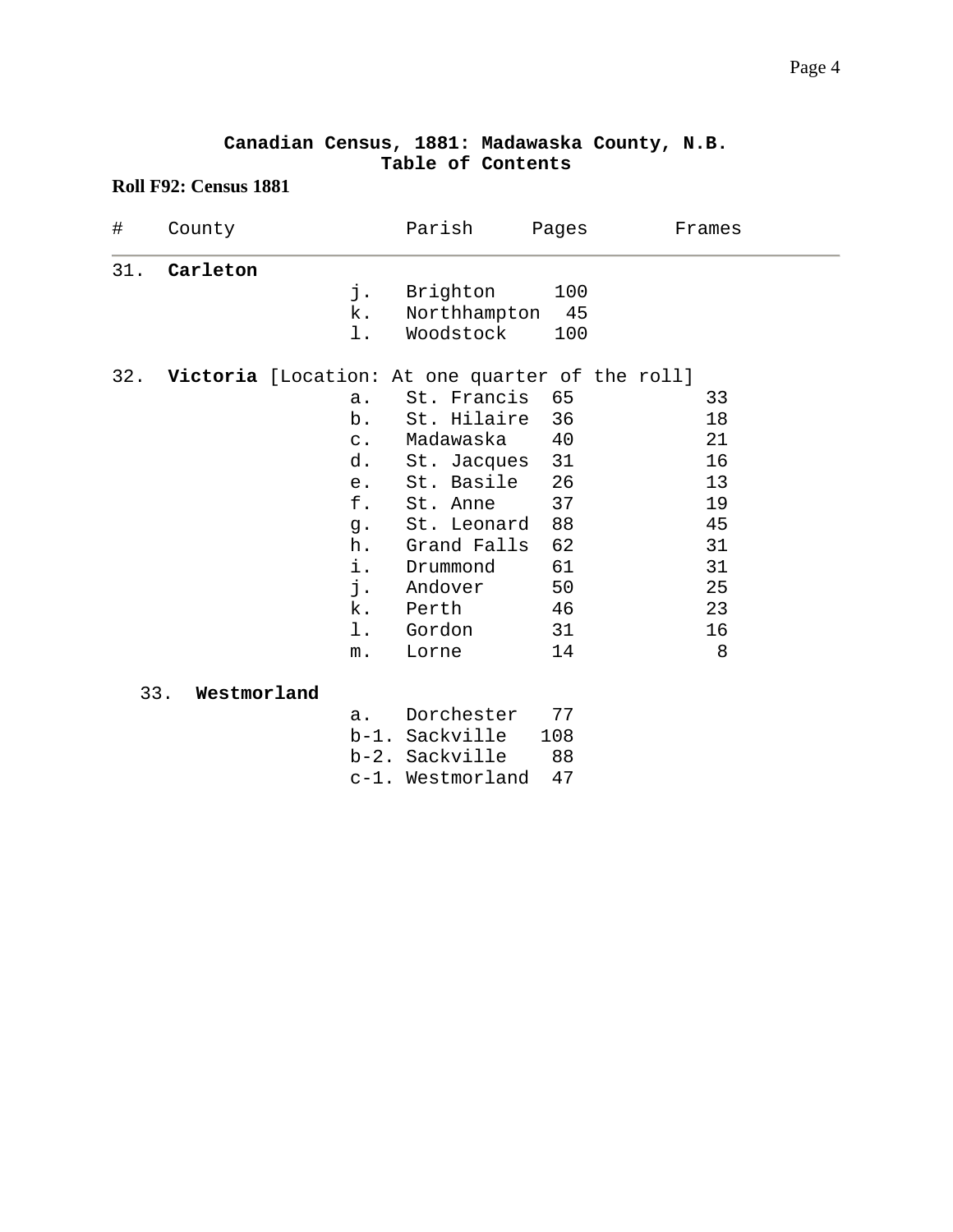## Canadian Census, 1881: Madawaska County, N.B.
## Table of Contents

**Roll F92: Census 1881**

| # | County | | Parish | Pages | Frames |
|---|---|---|---|---|---|
| 31. | **Carleton** | | | | |
| | | j. | Brighton | 100 | |
| | | k. | Northhampton | 45 | |
| | | l. | Woodstock | 100 | |
| 32. | **Victoria** [Location: At one quarter of the roll] | | | | |
| | | a. | St. Francis | 65 | 33 |
| | | b. | St. Hilaire | 36 | 18 |
| | | c. | Madawaska | 40 | 21 |
| | | d. | St. Jacques | 31 | 16 |
| | | e. | St. Basile | 26 | 13 |
| | | f. | St. Anne | 37 | 19 |
| | | g. | St. Leonard | 88 | 45 |
| | | h. | Grand Falls | 62 | 31 |
| | | i. | Drummond | 61 | 31 |
| | | j. | Andover | 50 | 25 |
| | | k. | Perth | 46 | 23 |
| | | l. | Gordon | 31 | 16 |
| | | m. | Lorne | 14 | 8 |
| 33. | **Westmorland** | | | | |
| | | a. | Dorchester | 77 | |
| | | b-1. | Sackville | 108 | |
| | | b-2. | Sackville | 88 | |
| | | c-1. | Westmorland | 47 | |